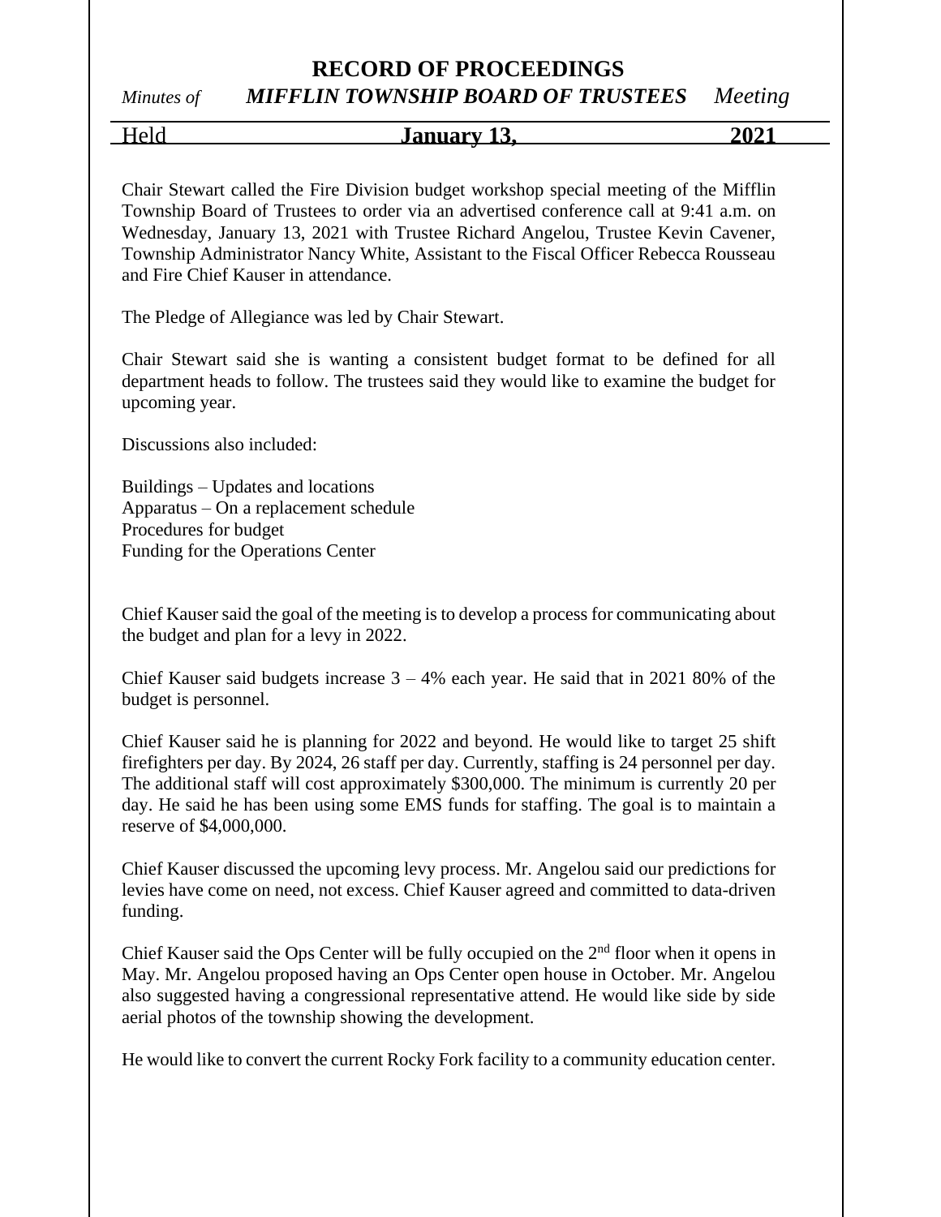# RECORD OF PROCEEDINGS

*Minutes of* ***MIFFLIN TOWNSHIP BOARD OF TRUSTEES*** *Meeting*

Held **January 13, 2021**

Chair Stewart called the Fire Division budget workshop special meeting of the Mifflin Township Board of Trustees to order via an advertised conference call at 9:41 a.m. on Wednesday, January 13, 2021 with Trustee Richard Angelou, Trustee Kevin Cavener, Township Administrator Nancy White, Assistant to the Fiscal Officer Rebecca Rousseau and Fire Chief Kauser in attendance.

The Pledge of Allegiance was led by Chair Stewart.

Chair Stewart said she is wanting a consistent budget format to be defined for all department heads to follow. The trustees said they would like to examine the budget for upcoming year.

Discussions also included:

Buildings – Updates and locations
Apparatus – On a replacement schedule
Procedures for budget
Funding for the Operations Center

Chief Kauser said the goal of the meeting is to develop a process for communicating about the budget and plan for a levy in 2022.

Chief Kauser said budgets increase 3 – 4% each year. He said that in 2021 80% of the budget is personnel.

Chief Kauser said he is planning for 2022 and beyond. He would like to target 25 shift firefighters per day. By 2024, 26 staff per day. Currently, staffing is 24 personnel per day. The additional staff will cost approximately $300,000. The minimum is currently 20 per day. He said he has been using some EMS funds for staffing. The goal is to maintain a reserve of $4,000,000.

Chief Kauser discussed the upcoming levy process. Mr. Angelou said our predictions for levies have come on need, not excess. Chief Kauser agreed and committed to data-driven funding.

Chief Kauser said the Ops Center will be fully occupied on the 2nd floor when it opens in May. Mr. Angelou proposed having an Ops Center open house in October. Mr. Angelou also suggested having a congressional representative attend. He would like side by side aerial photos of the township showing the development.

He would like to convert the current Rocky Fork facility to a community education center.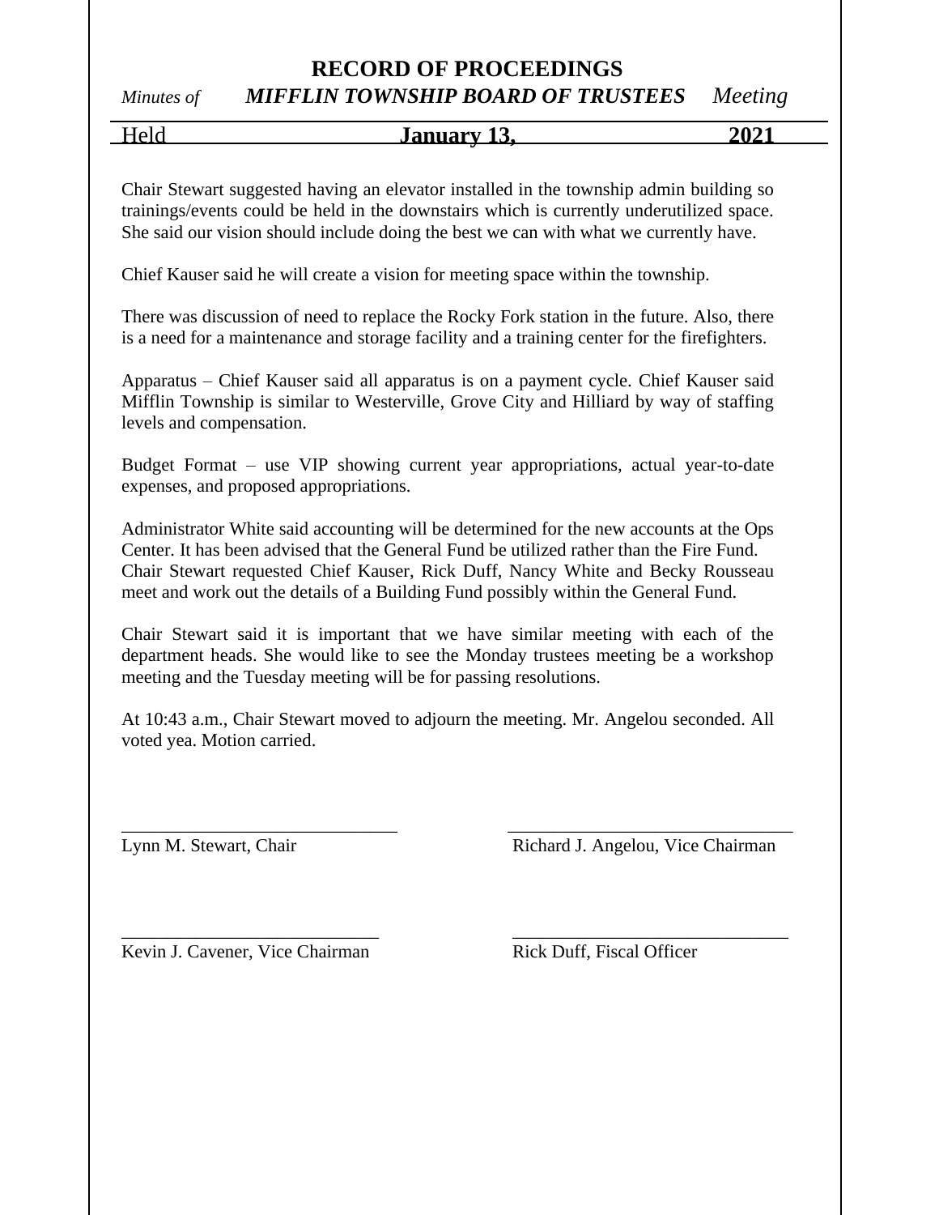Chair Stewart suggested having an elevator installed in the township admin building so trainings/events could be held in the downstairs which is currently underutilized space. She said our vision should include doing the best we can with what we currently have.

Chief Kauser said he will create a vision for meeting space within the township.

There was discussion of need to replace the Rocky Fork station in the future. Also, there is a need for a maintenance and storage facility and a training center for the firefighters.

Apparatus – Chief Kauser said all apparatus is on a payment cycle. Chief Kauser said Mifflin Township is similar to Westerville, Grove City and Hilliard by way of staffing levels and compensation.

Budget Format – use VIP showing current year appropriations, actual year-to-date expenses, and proposed appropriations.

Administrator White said accounting will be determined for the new accounts at the Ops Center. It has been advised that the General Fund be utilized rather than the Fire Fund. Chair Stewart requested Chief Kauser, Rick Duff, Nancy White and Becky Rousseau meet and work out the details of a Building Fund possibly within the General Fund.

Chair Stewart said it is important that we have similar meeting with each of the department heads. She would like to see the Monday trustees meeting be a workshop meeting and the Tuesday meeting will be for passing resolutions.

At 10:43 a.m., Chair Stewart moved to adjourn the meeting. Mr. Angelou seconded. All voted yea. Motion carried.

\_\_\_\_\_\_\_\_\_\_\_\_\_\_\_\_\_\_\_\_\_\_\_\_\_\_\_\_\_\_
Lynn M. Stewart, Chair

\_\_\_\_\_\_\_\_\_\_\_\_\_\_\_\_\_\_\_\_\_\_\_\_\_\_\_\_\_\_
Richard J. Angelou, Vice Chairman

\_\_\_\_\_\_\_\_\_\_\_\_\_\_\_\_\_\_\_\_\_\_\_\_\_\_\_\_\_\_
Kevin J. Cavener, Vice Chairman

\_\_\_\_\_\_\_\_\_\_\_\_\_\_\_\_\_\_\_\_\_\_\_\_\_\_\_\_\_\_
Rick Duff, Fiscal Officer